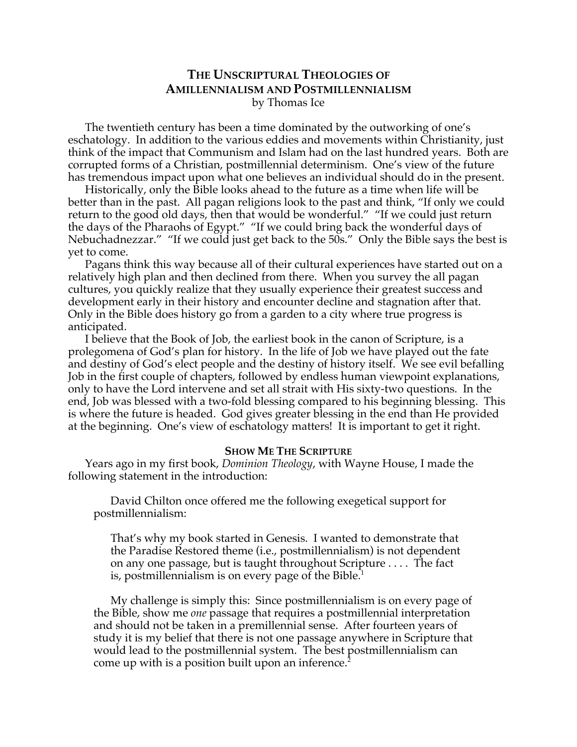# THE UNSCRIPTURAL THEOLOGIES OF AMILLENNIALISM AND POSTMILLENNIALISM

by Thomas Ice

The twentieth century has been a time dominated by the outworking of one's eschatology. In addition to the various eddies and movements within Christianity, just think of the impact that Communism and Islam had on the last hundred years. Both are corrupted forms of a Christian, postmillennial determinism. One's view of the future has tremendous impact upon what one believes an individual should do in the present.

Historically, only the Bible looks ahead to the future as a time when life will be better than in the past. All pagan religions look to the past and think, "If only we could return to the good old days, then that would be wonderful." "If we could just return the days of the Pharaohs of Egypt." "If we could bring back the wonderful days of Nebuchadnezzar." "If we could just get back to the 50s." Only the Bible says the best is yet to come.

Pagans think this way because all of their cultural experiences have started out on a relatively high plan and then declined from there. When you survey the all pagan cultures, you quickly realize that they usually experience their greatest success and development early in their history and encounter decline and stagnation after that. Only in the Bible does history go from a garden to a city where true progress is anticipated.

I believe that the Book of Job, the earliest book in the canon of Scripture, is a prolegomena of God's plan for history. In the life of Job we have played out the fate and destiny of God's elect people and the destiny of history itself. We see evil befalling Job in the first couple of chapters, followed by endless human viewpoint explanations, only to have the Lord intervene and set all strait with His sixty-two questions. In the end, Job was blessed with a two-fold blessing compared to his beginning blessing. This is where the future is headed. God gives greater blessing in the end than He provided at the beginning. One's view of eschatology matters! It is important to get it right.

## SHOW ME THE SCRIPTURE

Years ago in my first book, *Dominion Theology*, with Wayne House, I made the following statement in the introduction:

> David Chilton once offered me the following exegetical support for postmillennialism:
>
> > That's why my book started in Genesis. I wanted to demonstrate that the Paradise Restored theme (i.e., postmillennialism) is not dependent on any one passage, but is taught throughout Scripture . . . . The fact is, postmillennialism is on every page of the Bible.[1]
>
> My challenge is simply this: Since postmillennialism is on every page of the Bible, show me *one* passage that requires a postmillennial interpretation and should not be taken in a premillennial sense. After fourteen years of study it is my belief that there is not one passage anywhere in Scripture that would lead to the postmillennial system. The best postmillennialism can come up with is a position built upon an inference.[2]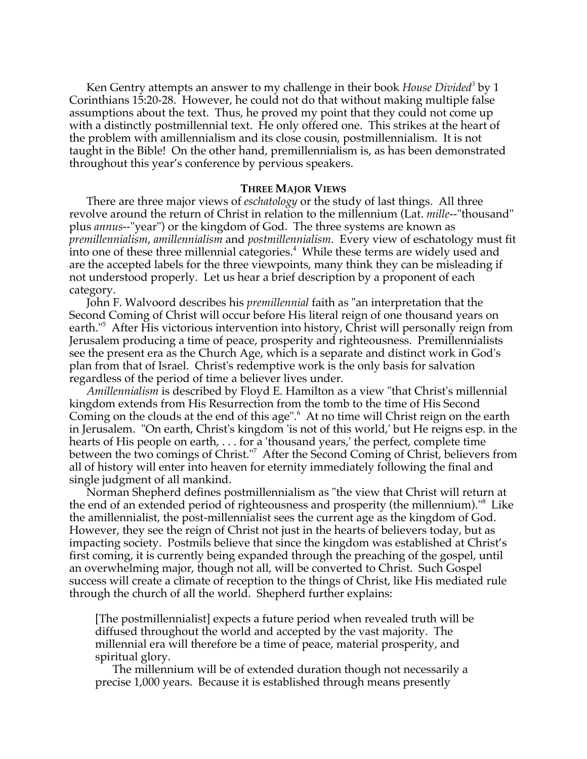Ken Gentry attempts an answer to my challenge in their book *House Divided*[3] by 1 Corinthians 15:20-28. However, he could not do that without making multiple false assumptions about the text. Thus, he proved my point that they could not come up with a distinctly postmillennial text. He only offered one. This strikes at the heart of the problem with amillennialism and its close cousin, postmillennialism. It is not taught in the Bible! On the other hand, premillennialism is, as has been demonstrated throughout this year's conference by pervious speakers.

**THREE MAJOR VIEWS**

There are three major views of *eschatology* or the study of last things. All three revolve around the return of Christ in relation to the millennium (Lat. *mille*--"thousand" plus *annus*--"year") or the kingdom of God. The three systems are known as *premillennialism*, *amillennialism* and *postmillennialism*. Every view of eschatology must fit into one of these three millennial categories.[4] While these terms are widely used and are the accepted labels for the three viewpoints, many think they can be misleading if not understood properly. Let us hear a brief description by a proponent of each category.

John F. Walvoord describes his *premillennial* faith as "an interpretation that the Second Coming of Christ will occur before His literal reign of one thousand years on earth."[5] After His victorious intervention into history, Christ will personally reign from Jerusalem producing a time of peace, prosperity and righteousness. Premillennialists see the present era as the Church Age, which is a separate and distinct work in God's plan from that of Israel. Christ's redemptive work is the only basis for salvation regardless of the period of time a believer lives under.

*Amillennialism* is described by Floyd E. Hamilton as a view "that Christ's millennial kingdom extends from His Resurrection from the tomb to the time of His Second Coming on the clouds at the end of this age".[6] At no time will Christ reign on the earth in Jerusalem. "On earth, Christ's kingdom 'is not of this world,' but He reigns esp. in the hearts of His people on earth, . . . for a 'thousand years,' the perfect, complete time between the two comings of Christ."[7] After the Second Coming of Christ, believers from all of history will enter into heaven for eternity immediately following the final and single judgment of all mankind.

Norman Shepherd defines postmillennialism as "the view that Christ will return at the end of an extended period of righteousness and prosperity (the millennium)."[8] Like the amillennialist, the post-millennialist sees the current age as the kingdom of God. However, they see the reign of Christ not just in the hearts of believers today, but as impacting society. Postmils believe that since the kingdom was established at Christ's first coming, it is currently being expanded through the preaching of the gospel, until an overwhelming major, though not all, will be converted to Christ. Such Gospel success will create a climate of reception to the things of Christ, like His mediated rule through the church of all the world. Shepherd further explains:

> [The postmillennialist] expects a future period when revealed truth will be diffused throughout the world and accepted by the vast majority. The millennial era will therefore be a time of peace, material prosperity, and spiritual glory.
>
> The millennium will be of extended duration though not necessarily a precise 1,000 years. Because it is established through means presently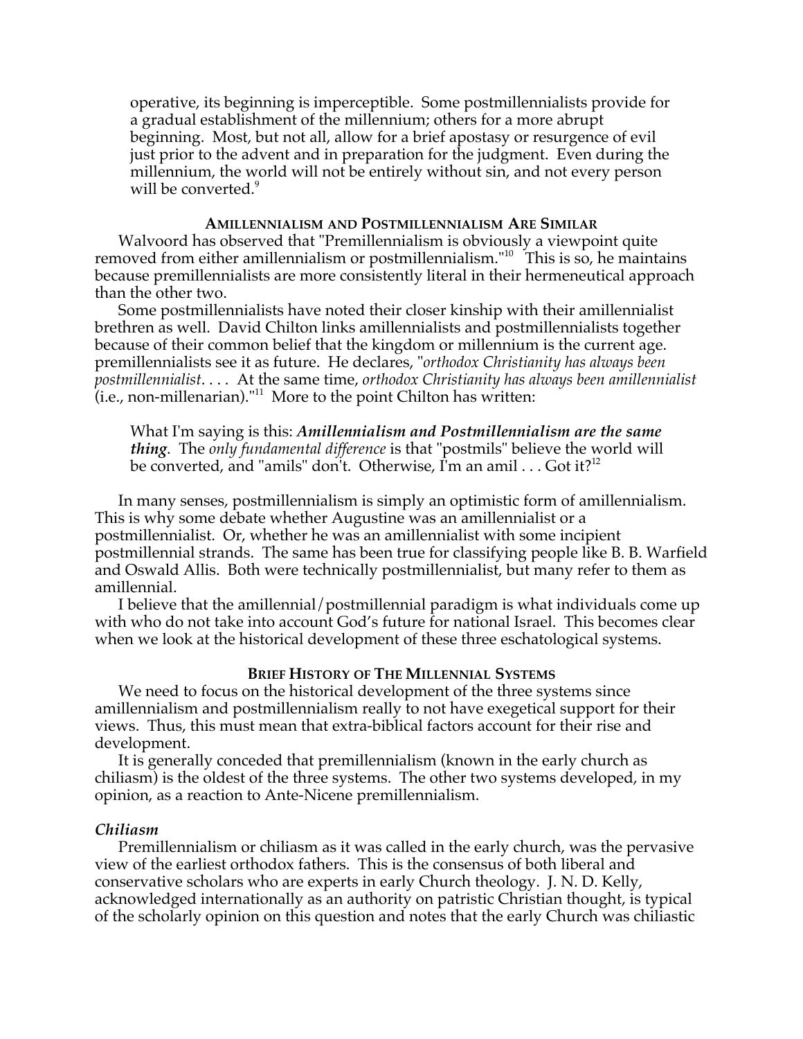> operative, its beginning is imperceptible. Some postmillennialists provide for a gradual establishment of the millennium; others for a more abrupt beginning. Most, but not all, allow for a brief apostasy or resurgence of evil just prior to the advent and in preparation for the judgment. Even during the millennium, the world will not be entirely without sin, and not every person will be converted.[9]

### AMILLENNIALISM AND POSTMILLENNIALISM ARE SIMILAR

Walvoord has observed that "Premillennialism is obviously a viewpoint quite removed from either amillennialism or postmillennialism."[10] This is so, he maintains because premillennialists are more consistently literal in their hermeneutical approach than the other two.

Some postmillennialists have noted their closer kinship with their amillennialist brethren as well. David Chilton links amillennialists and postmillennialists together because of their common belief that the kingdom or millennium is the current age. premillennialists see it as future. He declares, "*orthodox Christianity has always been postmillennialist*. . . . At the same time, *orthodox Christianity has always been amillennialist* (i.e., non-millenarian)."[11] More to the point Chilton has written:

> What I'm saying is this: ***Amillennialism and Postmillennialism are the same thing***. The *only fundamental difference* is that "postmils" believe the world will be converted, and "amils" don't. Otherwise, I'm an amil . . . Got it?[12]

In many senses, postmillennialism is simply an optimistic form of amillennialism. This is why some debate whether Augustine was an amillennialist or a postmillennialist. Or, whether he was an amillennialist with some incipient postmillennial strands. The same has been true for classifying people like B. B. Warfield and Oswald Allis. Both were technically postmillennialist, but many refer to them as amillennial.

I believe that the amillennial/postmillennial paradigm is what individuals come up with who do not take into account God's future for national Israel. This becomes clear when we look at the historical development of these three eschatological systems.

### BRIEF HISTORY OF THE MILLENNIAL SYSTEMS

We need to focus on the historical development of the three systems since amillennialism and postmillennialism really to not have exegetical support for their views. Thus, this must mean that extra-biblical factors account for their rise and development.

It is generally conceded that premillennialism (known in the early church as chiliasm) is the oldest of the three systems. The other two systems developed, in my opinion, as a reaction to Ante-Nicene premillennialism.

#### *Chiliasm*

Premillennialism or chiliasm as it was called in the early church, was the pervasive view of the earliest orthodox fathers. This is the consensus of both liberal and conservative scholars who are experts in early Church theology. J. N. D. Kelly, acknowledged internationally as an authority on patristic Christian thought, is typical of the scholarly opinion on this question and notes that the early Church was chiliastic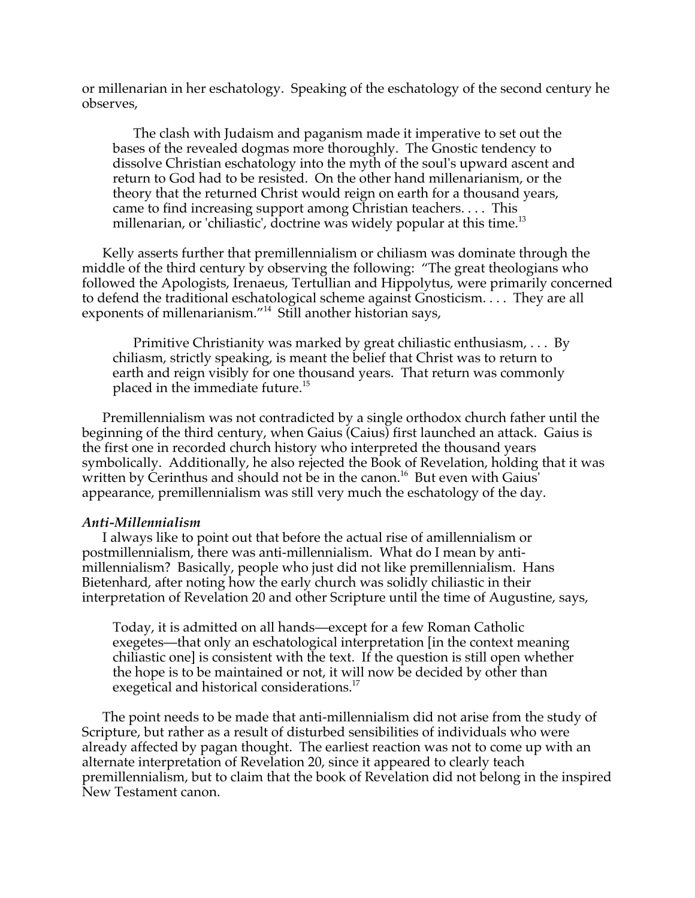or millenarian in her eschatology. Speaking of the eschatology of the second century he observes,

> The clash with Judaism and paganism made it imperative to set out the bases of the revealed dogmas more thoroughly. The Gnostic tendency to dissolve Christian eschatology into the myth of the soul's upward ascent and return to God had to be resisted. On the other hand millenarianism, or the theory that the returned Christ would reign on earth for a thousand years, came to find increasing support among Christian teachers. . . . This millenarian, or 'chiliastic', doctrine was widely popular at this time.[13]

Kelly asserts further that premillennialism or chiliasm was dominate through the middle of the third century by observing the following: "The great theologians who followed the Apologists, Irenaeus, Tertullian and Hippolytus, were primarily concerned to defend the traditional eschatological scheme against Gnosticism. . . . They are all exponents of millenarianism."[14] Still another historian says,

> Primitive Christianity was marked by great chiliastic enthusiasm, . . . By chiliasm, strictly speaking, is meant the belief that Christ was to return to earth and reign visibly for one thousand years. That return was commonly placed in the immediate future.[15]

Premillennialism was not contradicted by a single orthodox church father until the beginning of the third century, when Gaius (Caius) first launched an attack. Gaius is the first one in recorded church history who interpreted the thousand years symbolically. Additionally, he also rejected the Book of Revelation, holding that it was written by Cerinthus and should not be in the canon.[16] But even with Gaius' appearance, premillennialism was still very much the eschatology of the day.

***Anti-Millennialism***

I always like to point out that before the actual rise of amillennialism or postmillennialism, there was anti-millennialism. What do I mean by anti-millennialism? Basically, people who just did not like premillennialism. Hans Bietenhard, after noting how the early church was solidly chiliastic in their interpretation of Revelation 20 and other Scripture until the time of Augustine, says,

> Today, it is admitted on all hands—except for a few Roman Catholic exegetes—that only an eschatological interpretation [in the context meaning chiliastic one] is consistent with the text. If the question is still open whether the hope is to be maintained or not, it will now be decided by other than exegetical and historical considerations.[17]

The point needs to be made that anti-millennialism did not arise from the study of Scripture, but rather as a result of disturbed sensibilities of individuals who were already affected by pagan thought. The earliest reaction was not to come up with an alternate interpretation of Revelation 20, since it appeared to clearly teach premillennialism, but to claim that the book of Revelation did not belong in the inspired New Testament canon.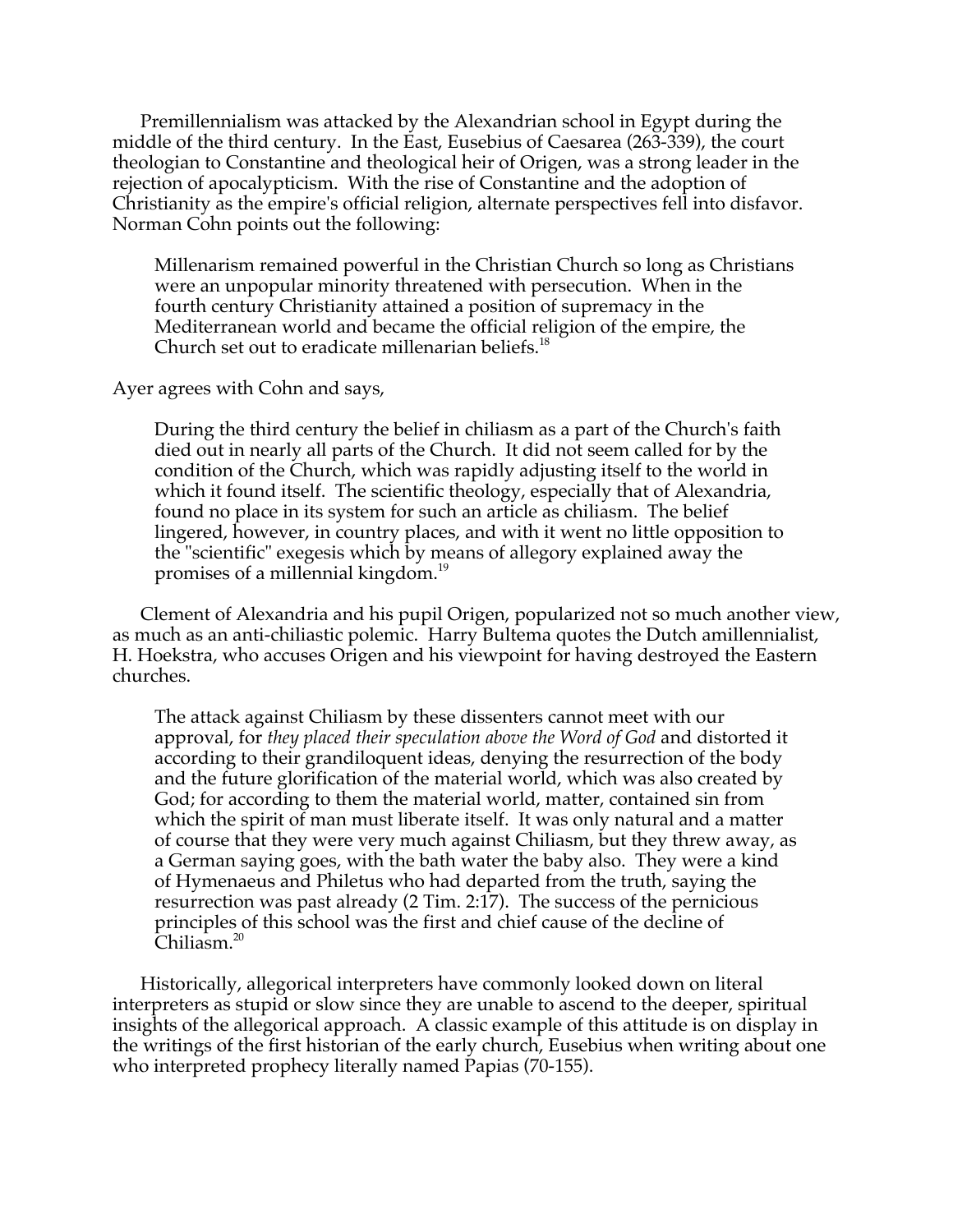Premillennialism was attacked by the Alexandrian school in Egypt during the middle of the third century. In the East, Eusebius of Caesarea (263-339), the court theologian to Constantine and theological heir of Origen, was a strong leader in the rejection of apocalypticism. With the rise of Constantine and the adoption of Christianity as the empire's official religion, alternate perspectives fell into disfavor. Norman Cohn points out the following:

> Millenarism remained powerful in the Christian Church so long as Christians were an unpopular minority threatened with persecution. When in the fourth century Christianity attained a position of supremacy in the Mediterranean world and became the official religion of the empire, the Church set out to eradicate millenarian beliefs.[18]

Ayer agrees with Cohn and says,

> During the third century the belief in chiliasm as a part of the Church's faith died out in nearly all parts of the Church. It did not seem called for by the condition of the Church, which was rapidly adjusting itself to the world in which it found itself. The scientific theology, especially that of Alexandria, found no place in its system for such an article as chiliasm. The belief lingered, however, in country places, and with it went no little opposition to the "scientific" exegesis which by means of allegory explained away the promises of a millennial kingdom.[19]

Clement of Alexandria and his pupil Origen, popularized not so much another view, as much as an anti-chiliastic polemic. Harry Bultema quotes the Dutch amillennialist, H. Hoekstra, who accuses Origen and his viewpoint for having destroyed the Eastern churches.

> The attack against Chiliasm by these dissenters cannot meet with our approval, for *they placed their speculation above the Word of God* and distorted it according to their grandiloquent ideas, denying the resurrection of the body and the future glorification of the material world, which was also created by God; for according to them the material world, matter, contained sin from which the spirit of man must liberate itself. It was only natural and a matter of course that they were very much against Chiliasm, but they threw away, as a German saying goes, with the bath water the baby also. They were a kind of Hymenaeus and Philetus who had departed from the truth, saying the resurrection was past already (2 Tim. 2:17). The success of the pernicious principles of this school was the first and chief cause of the decline of Chiliasm.[20]

Historically, allegorical interpreters have commonly looked down on literal interpreters as stupid or slow since they are unable to ascend to the deeper, spiritual insights of the allegorical approach. A classic example of this attitude is on display in the writings of the first historian of the early church, Eusebius when writing about one who interpreted prophecy literally named Papias (70-155).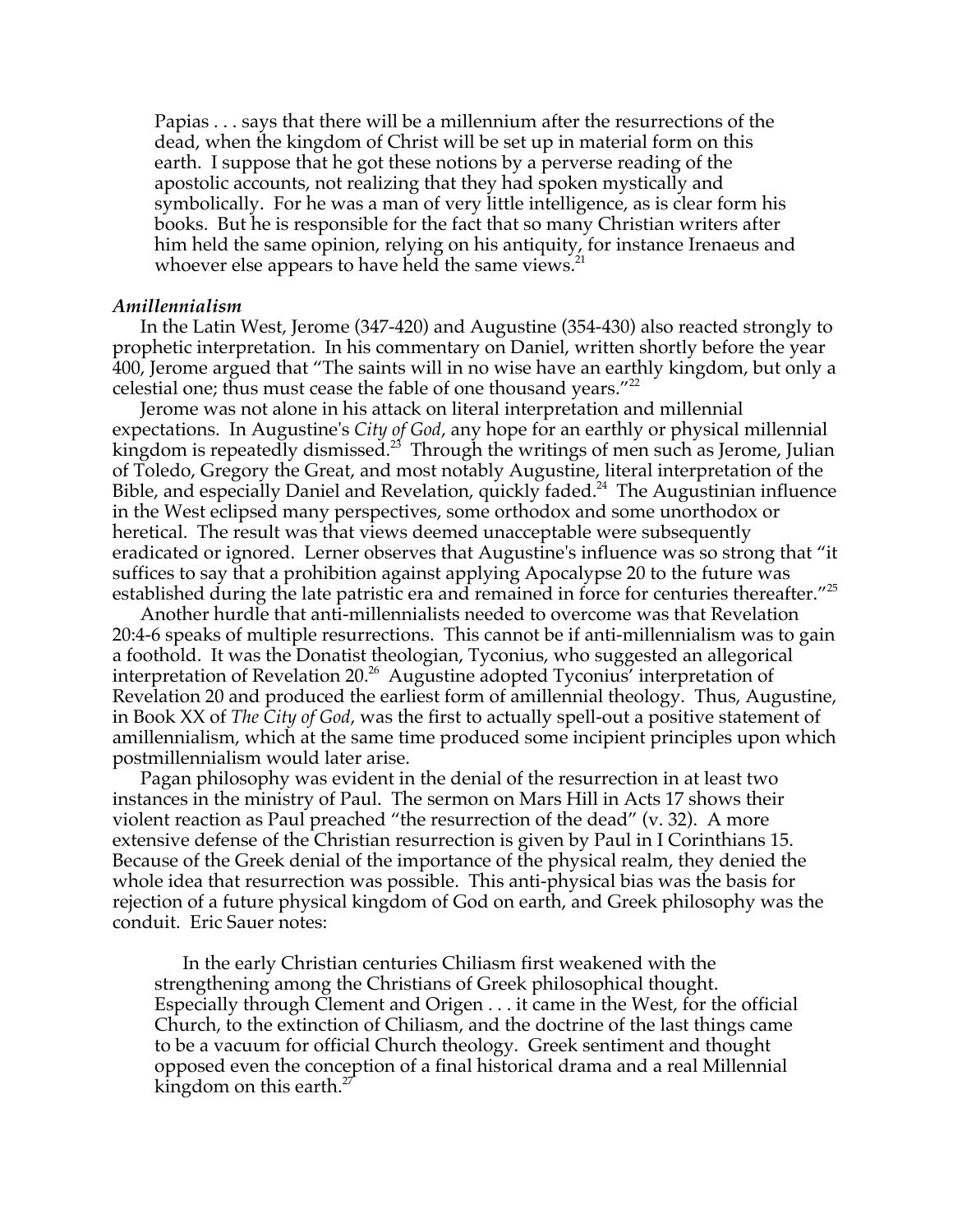> Papias . . . says that there will be a millennium after the resurrections of the dead, when the kingdom of Christ will be set up in material form on this earth. I suppose that he got these notions by a perverse reading of the apostolic accounts, not realizing that they had spoken mystically and symbolically. For he was a man of very little intelligence, as is clear form his books. But he is responsible for the fact that so many Christian writers after him held the same opinion, relying on his antiquity, for instance Irenaeus and whoever else appears to have held the same views.[21]

***Amillennialism***

In the Latin West, Jerome (347-420) and Augustine (354-430) also reacted strongly to prophetic interpretation. In his commentary on Daniel, written shortly before the year 400, Jerome argued that "The saints will in no wise have an earthly kingdom, but only a celestial one; thus must cease the fable of one thousand years."[22]

Jerome was not alone in his attack on literal interpretation and millennial expectations. In Augustine's *City of God*, any hope for an earthly or physical millennial kingdom is repeatedly dismissed.[23] Through the writings of men such as Jerome, Julian of Toledo, Gregory the Great, and most notably Augustine, literal interpretation of the Bible, and especially Daniel and Revelation, quickly faded.[24] The Augustinian influence in the West eclipsed many perspectives, some orthodox and some unorthodox or heretical. The result was that views deemed unacceptable were subsequently eradicated or ignored. Lerner observes that Augustine's influence was so strong that "it suffices to say that a prohibition against applying Apocalypse 20 to the future was established during the late patristic era and remained in force for centuries thereafter."[25]

Another hurdle that anti-millennialists needed to overcome was that Revelation 20:4-6 speaks of multiple resurrections. This cannot be if anti-millennialism was to gain a foothold. It was the Donatist theologian, Tyconius, who suggested an allegorical interpretation of Revelation 20.[26] Augustine adopted Tyconius' interpretation of Revelation 20 and produced the earliest form of amillennial theology. Thus, Augustine, in Book XX of *The City of God*, was the first to actually spell-out a positive statement of amillennialism, which at the same time produced some incipient principles upon which postmillennialism would later arise.

Pagan philosophy was evident in the denial of the resurrection in at least two instances in the ministry of Paul. The sermon on Mars Hill in Acts 17 shows their violent reaction as Paul preached "the resurrection of the dead" (v. 32). A more extensive defense of the Christian resurrection is given by Paul in I Corinthians 15. Because of the Greek denial of the importance of the physical realm, they denied the whole idea that resurrection was possible. This anti-physical bias was the basis for rejection of a future physical kingdom of God on earth, and Greek philosophy was the conduit. Eric Sauer notes:

> In the early Christian centuries Chiliasm first weakened with the strengthening among the Christians of Greek philosophical thought. Especially through Clement and Origen . . . it came in the West, for the official Church, to the extinction of Chiliasm, and the doctrine of the last things came to be a vacuum for official Church theology. Greek sentiment and thought opposed even the conception of a final historical drama and a real Millennial kingdom on this earth.[27]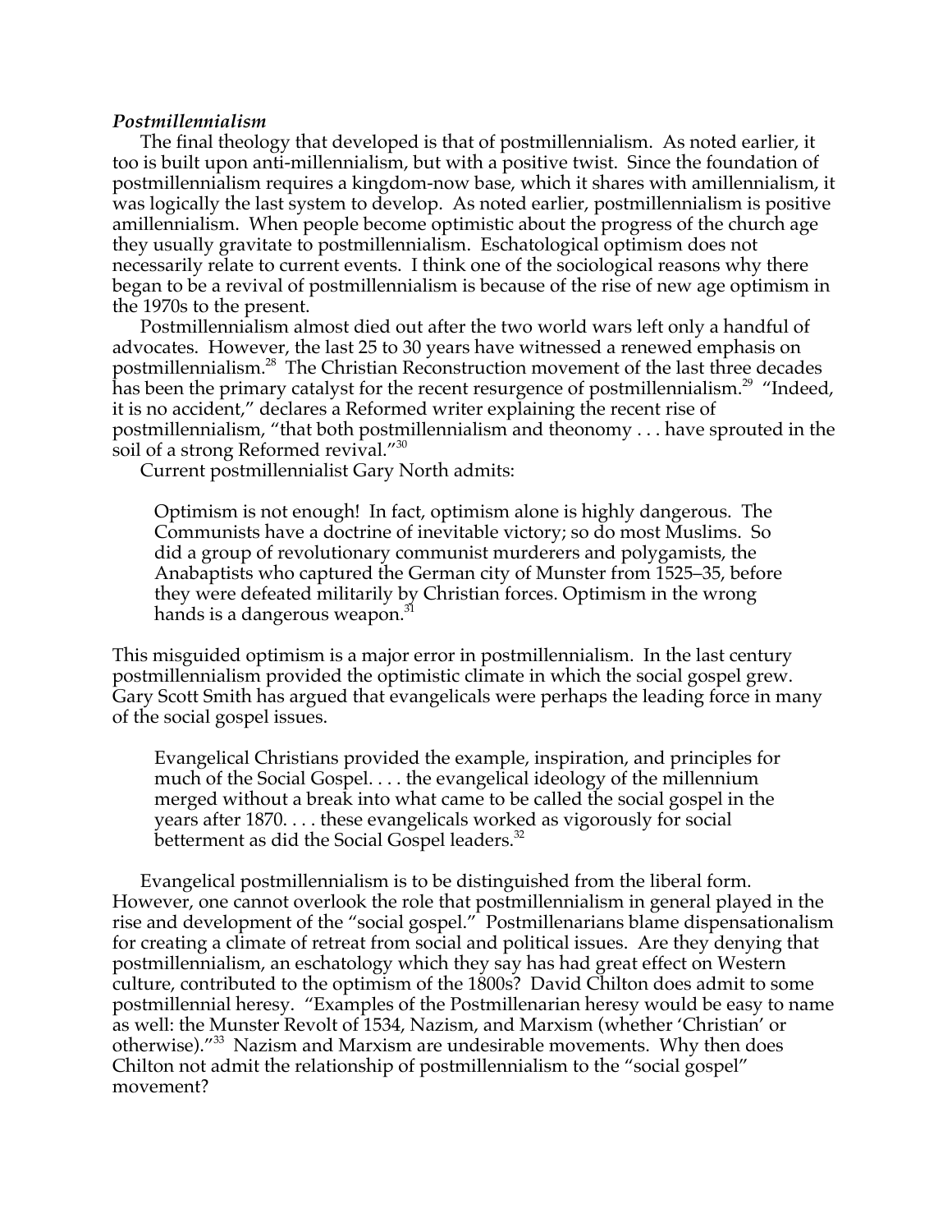### *Postmillennialism*

The final theology that developed is that of postmillennialism. As noted earlier, it too is built upon anti-millennialism, but with a positive twist. Since the foundation of postmillennialism requires a kingdom-now base, which it shares with amillennialism, it was logically the last system to develop. As noted earlier, postmillennialism is positive amillennialism. When people become optimistic about the progress of the church age they usually gravitate to postmillennialism. Eschatological optimism does not necessarily relate to current events. I think one of the sociological reasons why there began to be a revival of postmillennialism is because of the rise of new age optimism in the 1970s to the present.

Postmillennialism almost died out after the two world wars left only a handful of advocates. However, the last 25 to 30 years have witnessed a renewed emphasis on postmillennialism.[28] The Christian Reconstruction movement of the last three decades has been the primary catalyst for the recent resurgence of postmillennialism.[29] "Indeed, it is no accident," declares a Reformed writer explaining the recent rise of postmillennialism, "that both postmillennialism and theonomy . . . have sprouted in the soil of a strong Reformed revival."[30]

Current postmillennialist Gary North admits:

> Optimism is not enough! In fact, optimism alone is highly dangerous. The Communists have a doctrine of inevitable victory; so do most Muslims. So did a group of revolutionary communist murderers and polygamists, the Anabaptists who captured the German city of Munster from 1525–35, before they were defeated militarily by Christian forces. Optimism in the wrong hands is a dangerous weapon.[31]

This misguided optimism is a major error in postmillennialism. In the last century postmillennialism provided the optimistic climate in which the social gospel grew. Gary Scott Smith has argued that evangelicals were perhaps the leading force in many of the social gospel issues.

> Evangelical Christians provided the example, inspiration, and principles for much of the Social Gospel. . . . the evangelical ideology of the millennium merged without a break into what came to be called the social gospel in the years after 1870. . . . these evangelicals worked as vigorously for social betterment as did the Social Gospel leaders.[32]

Evangelical postmillennialism is to be distinguished from the liberal form. However, one cannot overlook the role that postmillennialism in general played in the rise and development of the "social gospel." Postmillenarians blame dispensationalism for creating a climate of retreat from social and political issues. Are they denying that postmillennialism, an eschatology which they say has had great effect on Western culture, contributed to the optimism of the 1800s? David Chilton does admit to some postmillennial heresy. "Examples of the Postmillenarian heresy would be easy to name as well: the Munster Revolt of 1534, Nazism, and Marxism (whether 'Christian' or otherwise)."[33] Nazism and Marxism are undesirable movements. Why then does Chilton not admit the relationship of postmillennialism to the "social gospel" movement?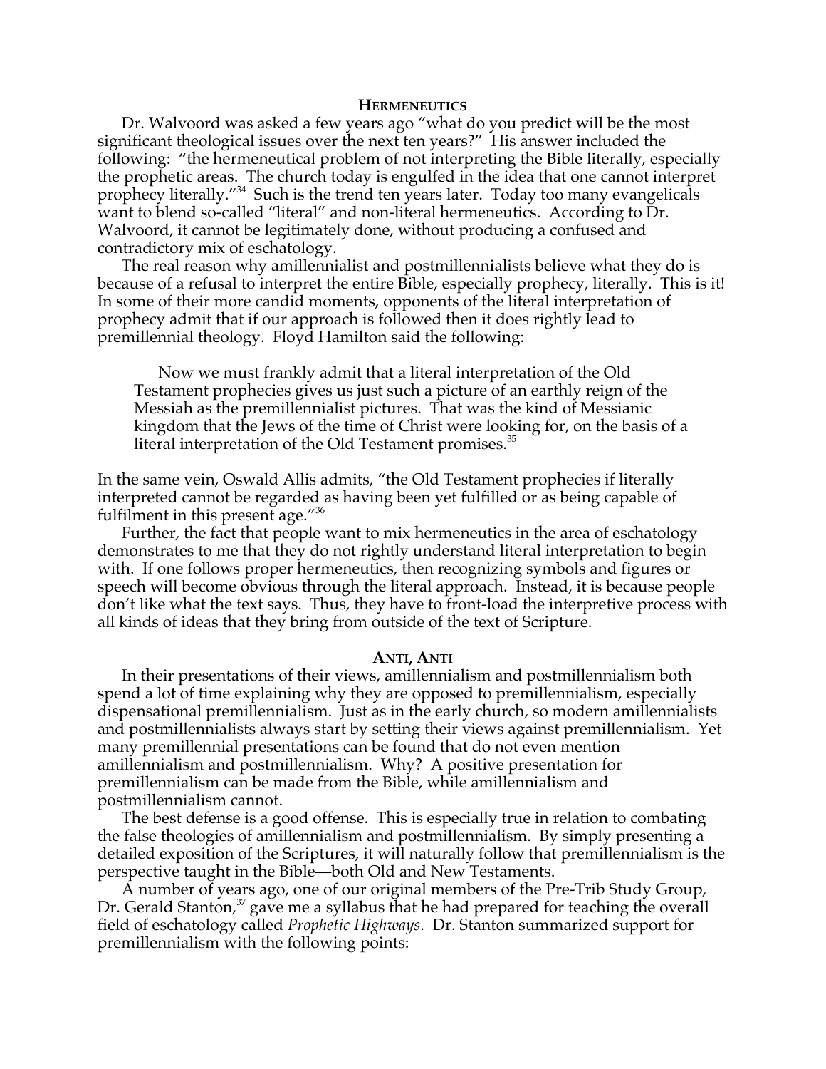## Hermeneutics

Dr. Walvoord was asked a few years ago "what do you predict will be the most significant theological issues over the next ten years?" His answer included the following: "the hermeneutical problem of not interpreting the Bible literally, especially the prophetic areas. The church today is engulfed in the idea that one cannot interpret prophecy literally."[34] Such is the trend ten years later. Today too many evangelicals want to blend so-called "literal" and non-literal hermeneutics. According to Dr. Walvoord, it cannot be legitimately done, without producing a confused and contradictory mix of eschatology.

The real reason why amillennialist and postmillennialists believe what they do is because of a refusal to interpret the entire Bible, especially prophecy, literally. This is it! In some of their more candid moments, opponents of the literal interpretation of prophecy admit that if our approach is followed then it does rightly lead to premillennial theology. Floyd Hamilton said the following:

> Now we must frankly admit that a literal interpretation of the Old Testament prophecies gives us just such a picture of an earthly reign of the Messiah as the premillennialist pictures. That was the kind of Messianic kingdom that the Jews of the time of Christ were looking for, on the basis of a literal interpretation of the Old Testament promises.[35]

In the same vein, Oswald Allis admits, "the Old Testament prophecies if literally interpreted cannot be regarded as having been yet fulfilled or as being capable of fulfilment in this present age."[36]

Further, the fact that people want to mix hermeneutics in the area of eschatology demonstrates to me that they do not rightly understand literal interpretation to begin with. If one follows proper hermeneutics, then recognizing symbols and figures or speech will become obvious through the literal approach. Instead, it is because people don't like what the text says. Thus, they have to front-load the interpretive process with all kinds of ideas that they bring from outside of the text of Scripture.

## Anti, Anti

In their presentations of their views, amillennialism and postmillennialism both spend a lot of time explaining why they are opposed to premillennialism, especially dispensational premillennialism. Just as in the early church, so modern amillennialists and postmillennialists always start by setting their views against premillennialism. Yet many premillennial presentations can be found that do not even mention amillennialism and postmillennialism. Why? A positive presentation for premillennialism can be made from the Bible, while amillennialism and postmillennialism cannot.

The best defense is a good offense. This is especially true in relation to combating the false theologies of amillennialism and postmillennialism. By simply presenting a detailed exposition of the Scriptures, it will naturally follow that premillennialism is the perspective taught in the Bible—both Old and New Testaments.

A number of years ago, one of our original members of the Pre-Trib Study Group, Dr. Gerald Stanton,[37] gave me a syllabus that he had prepared for teaching the overall field of eschatology called *Prophetic Highways*. Dr. Stanton summarized support for premillennialism with the following points: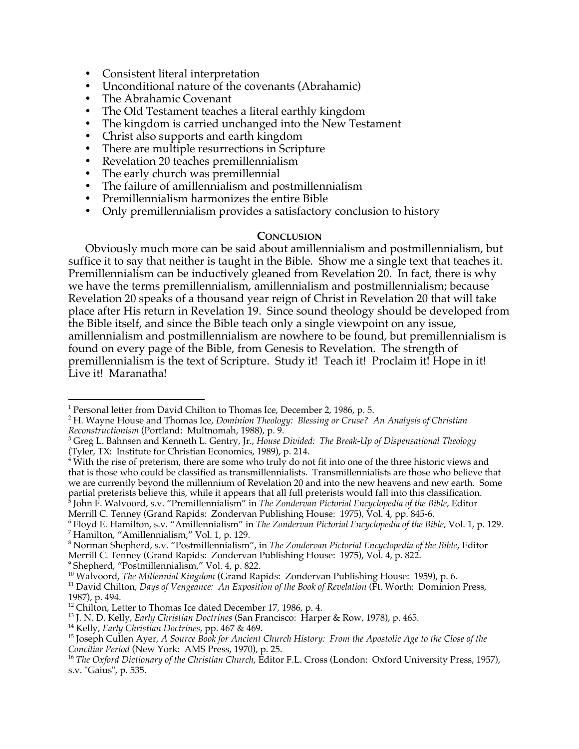- Consistent literal interpretation
- Unconditional nature of the covenants (Abrahamic)
- The Abrahamic Covenant
- The Old Testament teaches a literal earthly kingdom
- The kingdom is carried unchanged into the New Testament
- Christ also supports and earth kingdom
- There are multiple resurrections in Scripture
- Revelation 20 teaches premillennialism
- The early church was premillennial
- The failure of amillennialism and postmillennialism
- Premillennialism harmonizes the entire Bible
- Only premillennialism provides a satisfactory conclusion to history

## CONCLUSION

Obviously much more can be said about amillennialism and postmillennialism, but suffice it to say that neither is taught in the Bible. Show me a single text that teaches it. Premillennialism can be inductively gleaned from Revelation 20. In fact, there is why we have the terms premillennialism, amillennialism and postmillennialism; because Revelation 20 speaks of a thousand year reign of Christ in Revelation 20 that will take place after His return in Revelation 19. Since sound theology should be developed from the Bible itself, and since the Bible teach only a single viewpoint on any issue, amillennialism and postmillennialism are nowhere to be found, but premillennialism is found on every page of the Bible, from Genesis to Revelation. The strength of premillennialism is the text of Scripture. Study it! Teach it! Proclaim it! Hope in it! Live it! Maranatha!

---

[1] Personal letter from David Chilton to Thomas Ice, December 2, 1986, p. 5.

[2] H. Wayne House and Thomas Ice, *Dominion Theology: Blessing or Cruse? An Analysis of Christian Reconstructionism* (Portland: Multnomah, 1988), p. 9.

[3] Greg L. Bahnsen and Kenneth L. Gentry, Jr., *House Divided: The Break-Up of Dispensational Theology* (Tyler, TX: Institute for Christian Economics, 1989), p. 214.

[4] With the rise of preterism, there are some who truly do not fit into one of the three historic views and that is those who could be classified as transmillennialists. Transmillennialists are those who believe that we are currently beyond the millennium of Revelation 20 and into the new heavens and new earth. Some partial preterists believe this, while it appears that all full preterists would fall into this classification.

[5] John F. Walvoord, s.v. "Premillennialism" in *The Zondervan Pictorial Encyclopedia of the Bible*, Editor Merrill C. Tenney (Grand Rapids: Zondervan Publishing House: 1975), Vol. 4, pp. 845-6.

[6] Floyd E. Hamilton, s.v. "Amillennialism" in *The Zondervan Pictorial Encyclopedia of the Bible*, Vol. 1, p. 129.

[7] Hamilton, "Amillennialism," Vol. 1, p. 129.

[8] Norman Shepherd, s.v. "Postmillennialism", in *The Zondervan Pictorial Encyclopedia of the Bible*, Editor Merrill C. Tenney (Grand Rapids: Zondervan Publishing House: 1975), Vol. 4, p. 822.

[9] Shepherd, "Postmillennialism," Vol. 4, p. 822.

[10] Walvoord, *The Millennial Kingdom* (Grand Rapids: Zondervan Publishing House: 1959), p. 6.

[11] David Chilton, *Days of Vengeance: An Exposition of the Book of Revelation* (Ft. Worth: Dominion Press, 1987), p. 494.

[12] Chilton, Letter to Thomas Ice dated December 17, 1986, p. 4.

[13] J. N. D. Kelly, *Early Christian Doctrines* (San Francisco: Harper & Row, 1978), p. 465.

[14] Kelly, *Early Christian Doctrines*, pp. 467 & 469.

[15] Joseph Cullen Ayer, *A Source Book for Ancient Church History: From the Apostolic Age to the Close of the Conciliar Period* (New York: AMS Press, 1970), p. 25.

[16] *The Oxford Dictionary of the Christian Church*, Editor F.L. Cross (London: Oxford University Press, 1957), s.v. "Gaius", p. 535.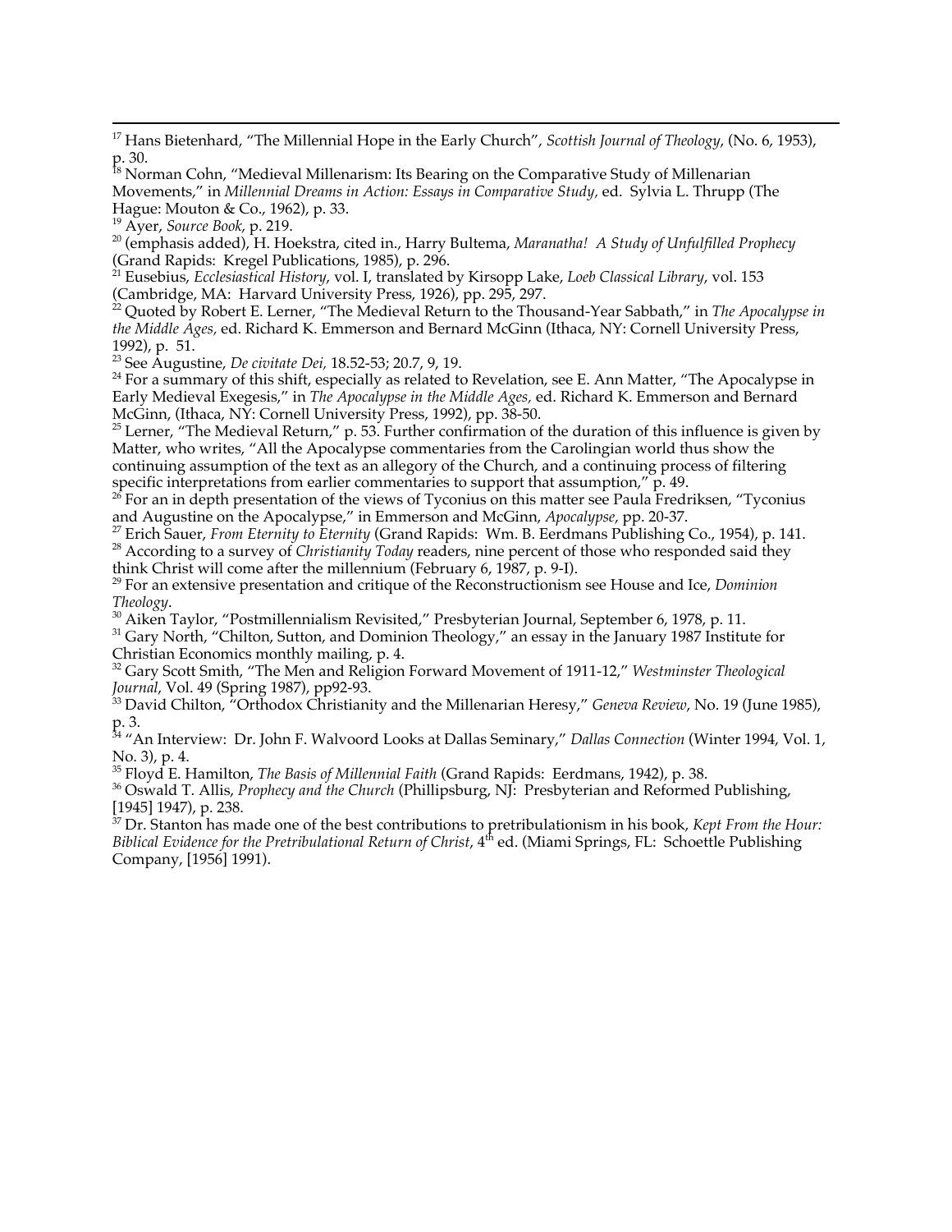[17] Hans Bietenhard, "The Millennial Hope in the Early Church", *Scottish Journal of Theology*, (No. 6, 1953), p. 30.

[18] Norman Cohn, "Medieval Millenarism: Its Bearing on the Comparative Study of Millenarian Movements," in *Millennial Dreams in Action: Essays in Comparative Study,* ed. Sylvia L. Thrupp (The Hague: Mouton & Co., 1962), p. 33.

[19] Ayer, *Source Book*, p. 219.

[20] (emphasis added), H. Hoekstra, cited in., Harry Bultema, *Maranatha! A Study of Unfulfilled Prophecy* (Grand Rapids: Kregel Publications, 1985), p. 296.

[21] Eusebius, *Ecclesiastical History*, vol. I, translated by Kirsopp Lake, *Loeb Classical Library*, vol. 153 (Cambridge, MA: Harvard University Press, 1926), pp. 295, 297.

[22] Quoted by Robert E. Lerner, "The Medieval Return to the Thousand-Year Sabbath," in *The Apocalypse in the Middle Ages,* ed. Richard K. Emmerson and Bernard McGinn (Ithaca, NY: Cornell University Press, 1992), p. 51.

[23] See Augustine, *De civitate Dei,* 18.52-53; 20.7, 9, 19.

[24] For a summary of this shift, especially as related to Revelation, see E. Ann Matter, "The Apocalypse in Early Medieval Exegesis," in *The Apocalypse in the Middle Ages,* ed. Richard K. Emmerson and Bernard McGinn, (Ithaca, NY: Cornell University Press, 1992), pp. 38-50.

[25] Lerner, "The Medieval Return," p. 53. Further confirmation of the duration of this influence is given by Matter, who writes, "All the Apocalypse commentaries from the Carolingian world thus show the continuing assumption of the text as an allegory of the Church, and a continuing process of filtering specific interpretations from earlier commentaries to support that assumption," p. 49.

[26] For an in depth presentation of the views of Tyconius on this matter see Paula Fredriksen, "Tyconius and Augustine on the Apocalypse," in Emmerson and McGinn, *Apocalypse*, pp. 20-37.

[27] Erich Sauer, *From Eternity to Eternity* (Grand Rapids: Wm. B. Eerdmans Publishing Co., 1954), p. 141.

[28] According to a survey of *Christianity Today* readers, nine percent of those who responded said they think Christ will come after the millennium (February 6, 1987, p. 9-I).

[29] For an extensive presentation and critique of the Reconstructionism see House and Ice, *Dominion Theology*.

[30] Aiken Taylor, "Postmillennialism Revisited," Presbyterian Journal, September 6, 1978, p. 11.

[31] Gary North, "Chilton, Sutton, and Dominion Theology," an essay in the January 1987 Institute for Christian Economics monthly mailing, p. 4.

[32] Gary Scott Smith, "The Men and Religion Forward Movement of 1911-12," *Westminster Theological Journal*, Vol. 49 (Spring 1987), pp92-93.

[33] David Chilton, "Orthodox Christianity and the Millenarian Heresy," *Geneva Review*, No. 19 (June 1985), p. 3.

[34] "An Interview: Dr. John F. Walvoord Looks at Dallas Seminary," *Dallas Connection* (Winter 1994, Vol. 1, No. 3), p. 4.

[35] Floyd E. Hamilton, *The Basis of Millennial Faith* (Grand Rapids: Eerdmans, 1942), p. 38.

[36] Oswald T. Allis, *Prophecy and the Church* (Phillipsburg, NJ: Presbyterian and Reformed Publishing, [1945] 1947), p. 238.

[37] Dr. Stanton has made one of the best contributions to pretribulationism in his book, *Kept From the Hour: Biblical Evidence for the Pretribulational Return of Christ*, 4th ed. (Miami Springs, FL: Schoettle Publishing Company, [1956] 1991).